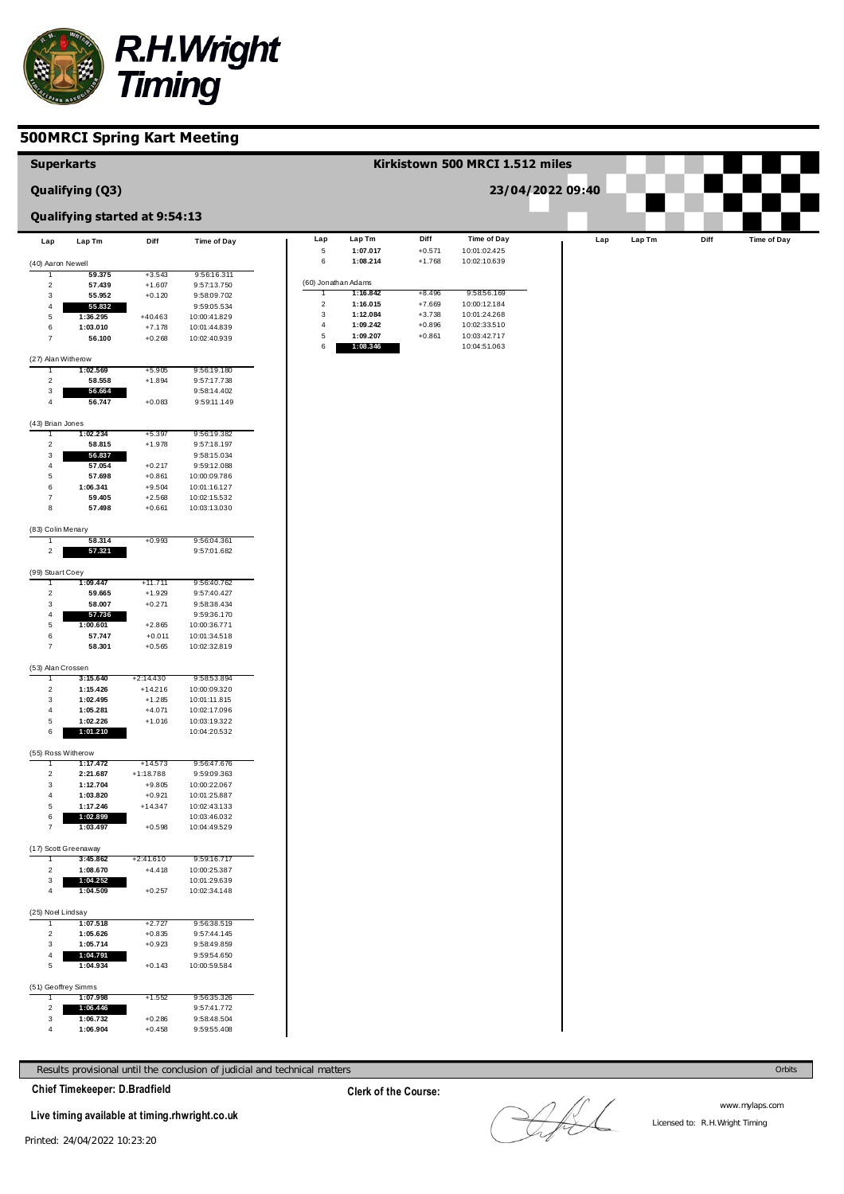# R.H.Wright Timing

## 500MRCI Spring Kart Meeting

**Superkarts** — **Kirkistown 500 MRCI 1.512 miles**

**Qualifying (Q3)** — **23/04/2022 09:40**

**Qualifying started at 9:54:13**

| Lap | Lap Tm | Diff | Time of Day |
|---|---|---|---|
| **(40) Aaron Newell** | | | |
| 1 | 59.375 | +3.543 | 9:56:16.311 |
| 2 | 57.439 | +1.607 | 9:57:13.750 |
| 3 | 55.952 | +0.120 | 9:58:09.702 |
| 4 | 55.832 | | 9:59:05.534 |
| 5 | 1:36.295 | +40.463 | 10:00:41.829 |
| 6 | 1:03.010 | +7.178 | 10:01:44.839 |
| 7 | 56.100 | +0.268 | 10:02:40.939 |
| **(27) Alan Witherow** | | | |
| 1 | 1:02.569 | +5.905 | 9:56:19.180 |
| 2 | 58.558 | +1.894 | 9:57:17.738 |
| 3 | 56.664 | | 9:58:14.402 |
| 4 | 56.747 | +0.083 | 9:59:11.149 |
| **(43) Brian Jones** | | | |
| 1 | 1:02.234 | +5.397 | 9:56:19.362 |
| 2 | 58.815 | +1.978 | 9:57:18.197 |
| 3 | 56.837 | | 9:58:15.034 |
| 4 | 57.054 | +0.217 | 9:59:12.088 |
| 5 | 57.698 | +0.861 | 10:00:09.786 |
| 6 | 1:06.341 | +9.504 | 10:01:16.127 |
| 7 | 59.405 | +2.568 | 10:02:15.532 |
| 8 | 57.498 | +0.661 | 10:03:13.030 |
| **(83) Colin Menary** | | | |
| 1 | 58.314 | +0.993 | 9:56:04.361 |
| 2 | 57.321 | | 9:57:01.682 |
| **(99) Stuart Coey** | | | |
| 1 | 1:09.447 | +11.711 | 9:56:40.762 |
| 2 | 59.665 | +1.929 | 9:57:40.427 |
| 3 | 58.007 | +0.271 | 9:58:38.434 |
| 4 | 57.736 | | 9:59:36.170 |
| 5 | 1:00.601 | +2.865 | 10:00:36.771 |
| 6 | 57.747 | +0.011 | 10:01:34.518 |
| 7 | 58.301 | +0.565 | 10:02:32.819 |
| **(53) Alan Crossen** | | | |
| 1 | 3:15.640 | +2:14.430 | 9:58:53.894 |
| 2 | 1:15.426 | +14.216 | 10:00:09.320 |
| 3 | 1:02.495 | +1.285 | 10:01:11.815 |
| 4 | 1:05.281 | +4.071 | 10:02:17.096 |
| 5 | 1:02.226 | +1.016 | 10:03:19.322 |
| 6 | 1:01.210 | | 10:04:20.532 |
| **(55) Ross Witherow** | | | |
| 1 | 1:17.472 | +14.573 | 9:56:47.676 |
| 2 | 2:21.687 | +1:18.788 | 9:59:09.363 |
| 3 | 1:12.704 | +9.805 | 10:00:22.067 |
| 4 | 1:03.820 | +0.921 | 10:01:25.887 |
| 5 | 1:17.246 | +14.347 | 10:02:43.133 |
| 6 | 1:02.899 | | 10:03:46.032 |
| 7 | 1:03.497 | +0.598 | 10:04:49.529 |
| **(17) Scott Greenaway** | | | |
| 1 | 3:45.862 | +2:41.610 | 9:59:16.717 |
| 2 | 1:08.670 | +4.418 | 10:00:25.387 |
| 3 | 1:04.252 | | 10:01:29.639 |
| 4 | 1:04.509 | +0.257 | 10:02:34.148 |
| **(25) Noel Lindsay** | | | |
| 1 | 1:07.518 | +2.727 | 9:56:38.519 |
| 2 | 1:05.626 | +0.835 | 9:57:44.145 |
| 3 | 1:05.714 | +0.923 | 9:58:49.859 |
| 4 | 1:04.791 | | 9:59:54.650 |
| 5 | 1:04.934 | +0.143 | 10:00:59.584 |
| **(51) Geoffrey Simms** | | | |
| 1 | 1:07.998 | +1.552 | 9:56:35.326 |
| 2 | 1:06.446 | | 9:57:41.772 |
| 3 | 1:06.732 | +0.286 | 9:58:48.504 |
| 4 | 1:06.904 | +0.458 | 9:59:55.408 |
| 5 | 1:07.017 | +0.571 | 10:01:02.425 |
| 6 | 1:08.214 | +1.768 | 10:02:10.639 |
| **(60) Jonathan Adams** | | | |
| 1 | 1:16.842 | +8.496 | 9:58:56.169 |
| 2 | 1:16.015 | +7.669 | 10:00:12.184 |
| 3 | 1:12.084 | +3.738 | 10:01:24.268 |
| 4 | 1:09.242 | +0.896 | 10:02:33.510 |
| 5 | 1:09.207 | +0.861 | 10:03:42.717 |
| 6 | 1:08.346 | | 10:04:51.063 |

Results provisional until the conclusion of judicial and technical matters

Orbits

**Chief Timekeeper: D.Bradfield**

**Clerk of the Course:**

**Live timing available at timing.rhwright.co.uk**

www.mylaps.com

Licensed to: R.H.Wright Timing

Printed: 24/04/2022 10:23:20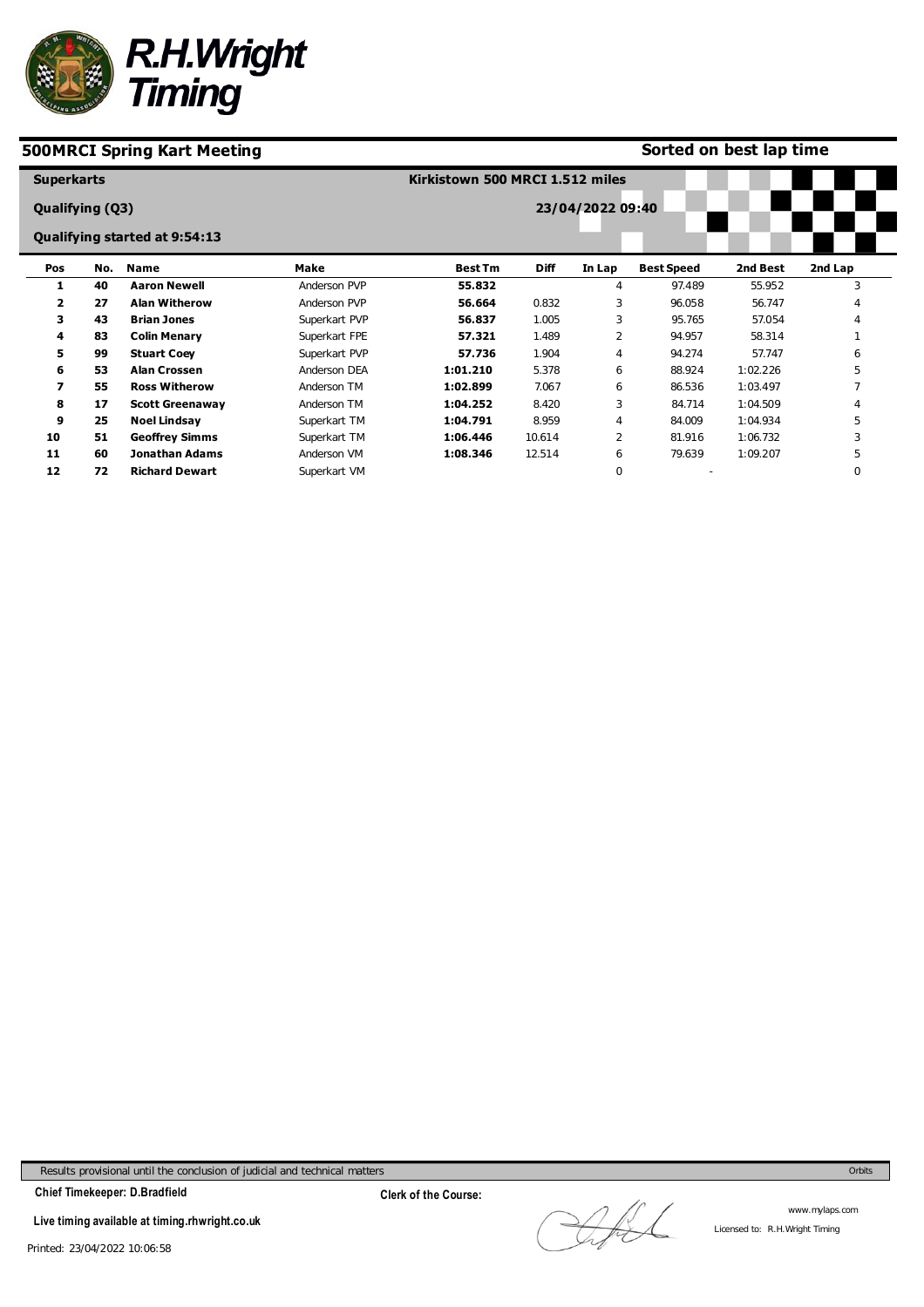# R.H.Wright Timing

## 500MRCI Spring Kart Meeting

**Sorted on best lap time**

**Superkarts**

**Kirkistown 500 MRCI 1.512 miles**

**Qualifying (Q3)**

**23/04/2022 09:40**

**Qualifying started at 9:54:13**

| Pos | No. | Name | Make | Best Tm | Diff | In Lap | Best Speed | 2nd Best | 2nd Lap |
|---|---|---|---|---|---|---|---|---|---|
| **1** | **40** | **Aaron Newell** | Anderson PVP | **55.832** | | 4 | 97.489 | 55.952 | 3 |
| **2** | **27** | **Alan Witherow** | Anderson PVP | **56.664** | 0.832 | 3 | 96.058 | 56.747 | 4 |
| **3** | **43** | **Brian Jones** | Superkart PVP | **56.837** | 1.005 | 3 | 95.765 | 57.054 | 4 |
| **4** | **83** | **Colin Menary** | Superkart FPE | **57.321** | 1.489 | 2 | 94.957 | 58.314 | 1 |
| **5** | **99** | **Stuart Coey** | Superkart PVP | **57.736** | 1.904 | 4 | 94.274 | 57.747 | 6 |
| **6** | **53** | **Alan Crossen** | Anderson DEA | **1:01.210** | 5.378 | 6 | 88.924 | 1:02.226 | 5 |
| **7** | **55** | **Ross Witherow** | Anderson TM | **1:02.899** | 7.067 | 6 | 86.536 | 1:03.497 | 7 |
| **8** | **17** | **Scott Greenaway** | Anderson TM | **1:04.252** | 8.420 | 3 | 84.714 | 1:04.509 | 4 |
| **9** | **25** | **Noel Lindsay** | Superkart TM | **1:04.791** | 8.959 | 4 | 84.009 | 1:04.934 | 5 |
| **10** | **51** | **Geoffrey Simms** | Superkart TM | **1:06.446** | 10.614 | 2 | 81.916 | 1:06.732 | 3 |
| **11** | **60** | **Jonathan Adams** | Anderson VM | **1:08.346** | 12.514 | 6 | 79.639 | 1:09.207 | 5 |
| **12** | **72** | **Richard Dewart** | Superkart VM | | | 0 | - | | 0 |

Results provisional until the conclusion of judicial and technical matters

Orbits

**Chief Timekeeper: D.Bradfield**

**Clerk of the Course:**

**Live timing available at timing.rhwright.co.uk**

www.mylaps.com

Licensed to: R.H.Wright Timing

Printed: 23/04/2022 10:06:58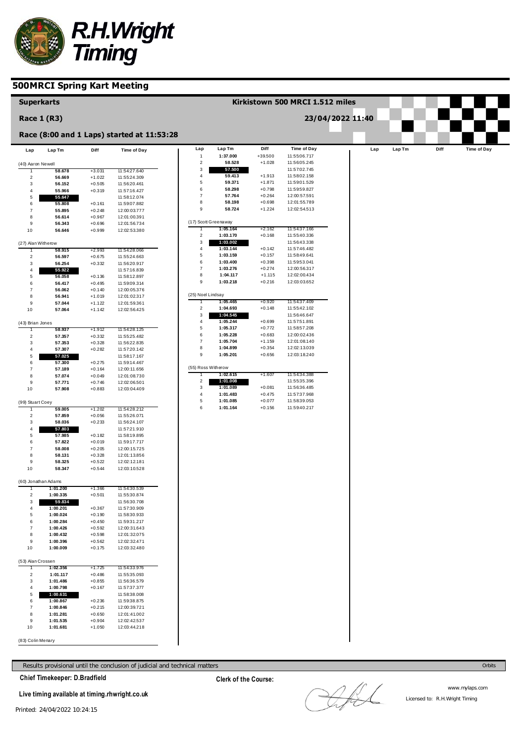# R.H.Wright Timing

## 500MRCI Spring Kart Meeting

**Superkarts** — Kirkistown 500 MRCI 1.512 miles

**Race 1 (R3)** — 23/04/2022 11:40

**Race (8:00 and 1 Laps) started at 11:53:28**

### (40) Aaron Newell

| Lap | Lap Tm | Diff | Time of Day |
|---|---|---|---|
| 1 | 58.678 | +3.031 | 11:54:27.640 |
| 2 | 56.669 | +1.022 | 11:55:24.309 |
| 3 | 56.152 | +0.505 | 11:56:20.461 |
| 4 | 55.966 | +0.319 | 11:57:16.427 |
| 5 | **55.647** | | 11:58:12.074 |
| 6 | 55.808 | +0.161 | 11:59:07.882 |
| 7 | 55.895 | +0.248 | 12:00:03.777 |
| 8 | 56.614 | +0.967 | 12:01:00.391 |
| 9 | 56.343 | +0.696 | 12:01:56.734 |
| 10 | 56.646 | +0.999 | 12:02:53.380 |

### (27) Alan Witherow

| Lap | Lap Tm | Diff | Time of Day |
|---|---|---|---|
| 1 | 58.915 | +2.993 | 11:54:28.066 |
| 2 | 56.597 | +0.675 | 11:55:24.663 |
| 3 | 56.254 | +0.332 | 11:56:20.917 |
| 4 | **55.922** | | 11:57:16.839 |
| 5 | 56.058 | +0.136 | 11:58:12.897 |
| 6 | 56.417 | +0.495 | 11:59:09.314 |
| 7 | 56.062 | +0.140 | 12:00:05.376 |
| 8 | 56.941 | +1.019 | 12:01:02.317 |
| 9 | 57.044 | +1.122 | 12:01:59.361 |
| 10 | 57.064 | +1.142 | 12:02:56.425 |

### (43) Brian Jones

| Lap | Lap Tm | Diff | Time of Day |
|---|---|---|---|
| 1 | 58.937 | +1.912 | 11:54:28.125 |
| 2 | 57.357 | +0.332 | 11:55:25.482 |
| 3 | 57.353 | +0.328 | 11:56:22.835 |
| 4 | 57.307 | +0.282 | 11:57:20.142 |
| 5 | **57.025** | | 11:58:17.167 |
| 6 | 57.300 | +0.275 | 11:59:14.467 |
| 7 | 57.189 | +0.164 | 12:00:11.656 |
| 8 | 57.074 | +0.049 | 12:01:08.730 |
| 9 | 57.771 | +0.746 | 12:02:06.501 |
| 10 | 57.908 | +0.883 | 12:03:04.409 |

### (99) Stuart Coey

| Lap | Lap Tm | Diff | Time of Day |
|---|---|---|---|
| 1 | 59.005 | +1.202 | 11:54:28.212 |
| 2 | 57.859 | +0.056 | 11:55:26.071 |
| 3 | 58.036 | +0.233 | 11:56:24.107 |
| 4 | **57.803** | | 11:57:21.910 |
| 5 | 57.985 | +0.182 | 11:58:19.895 |
| 6 | 57.822 | +0.019 | 11:59:17.717 |
| 7 | 58.008 | +0.205 | 12:00:15.725 |
| 8 | 58.131 | +0.328 | 12:01:13.856 |
| 9 | 58.325 | +0.522 | 12:02:12.181 |
| 10 | 58.347 | +0.544 | 12:03:10.528 |

### (60) Jonathan Adams

| Lap | Lap Tm | Diff | Time of Day |
|---|---|---|---|
| 1 | 1:01.200 | +1.366 | 11:54:30.539 |
| 2 | 1:00.335 | +0.501 | 11:55:30.874 |
| 3 | **59.834** | | 11:56:30.708 |
| 4 | 1:00.201 | +0.367 | 11:57:30.909 |
| 5 | 1:00.024 | +0.190 | 11:58:30.933 |
| 6 | 1:00.284 | +0.450 | 11:59:31.217 |
| 7 | 1:00.426 | +0.592 | 12:00:31.643 |
| 8 | 1:00.432 | +0.598 | 12:01:32.075 |
| 9 | 1:00.396 | +0.562 | 12:02:32.471 |
| 10 | 1:00.009 | +0.175 | 12:03:32.480 |

### (53) Alan Crossen

| Lap | Lap Tm | Diff | Time of Day |
|---|---|---|---|
| 1 | 1:02.356 | +1.725 | 11:54:33.976 |
| 2 | 1:01.117 | +0.486 | 11:55:35.093 |
| 3 | 1:01.486 | +0.855 | 11:56:36.579 |
| 4 | 1:00.798 | +0.167 | 11:57:37.377 |
| 5 | **1:00.631** | | 11:58:38.008 |
| 6 | 1:00.867 | +0.236 | 11:59:38.875 |
| 7 | 1:00.846 | +0.215 | 12:00:39.721 |
| 8 | 1:01.281 | +0.650 | 12:01:41.002 |
| 9 | 1:01.535 | +0.904 | 12:02:42.537 |
| 10 | 1:01.681 | +1.050 | 12:03:44.218 |

### (83) Colin Menary

| Lap | Lap Tm | Diff | Time of Day |
|---|---|---|---|
| 1 | 1:37.000 | +39.500 | 11:55:06.717 |
| 2 | 58.528 | +1.028 | 11:56:05.245 |
| 3 | **57.500** | | 11:57:02.745 |
| 4 | 59.413 | +1.913 | 11:58:02.158 |
| 5 | 59.371 | +1.871 | 11:59:01.529 |
| 6 | 58.298 | +0.798 | 11:59:59.827 |
| 7 | 57.764 | +0.264 | 12:00:57.591 |
| 8 | 58.198 | +0.698 | 12:01:55.789 |
| 9 | 58.724 | +1.224 | 12:02:54.513 |

### (17) Scott Greenaway

| Lap | Lap Tm | Diff | Time of Day |
|---|---|---|---|
| 1 | 1:05.164 | +2.162 | 11:54:37.166 |
| 2 | 1:03.170 | +0.168 | 11:55:40.336 |
| 3 | **1:03.002** | | 11:56:43.338 |
| 4 | 1:03.144 | +0.142 | 11:57:46.482 |
| 5 | 1:03.159 | +0.157 | 11:58:49.641 |
| 6 | 1:03.400 | +0.398 | 11:59:53.041 |
| 7 | 1:03.276 | +0.274 | 12:00:56.317 |
| 8 | 1:04.117 | +1.115 | 12:02:00.434 |
| 9 | 1:03.218 | +0.216 | 12:03:03.652 |

### (25) Noel Lindsay

| Lap | Lap Tm | Diff | Time of Day |
|---|---|---|---|
| 1 | 1:05.465 | +0.920 | 11:54:37.409 |
| 2 | 1:04.693 | +0.148 | 11:55:42.102 |
| 3 | **1:04.545** | | 11:56:46.647 |
| 4 | 1:05.244 | +0.699 | 11:57:51.891 |
| 5 | 1:05.317 | +0.772 | 11:58:57.208 |
| 6 | 1:05.228 | +0.683 | 12:00:02.436 |
| 7 | 1:05.704 | +1.159 | 12:01:08.140 |
| 8 | 1:04.899 | +0.354 | 12:02:13.039 |
| 9 | 1:05.201 | +0.656 | 12:03:18.240 |

### (55) Ross Witherow

| Lap | Lap Tm | Diff | Time of Day |
|---|---|---|---|
| 1 | 1:02.615 | +1.607 | 11:54:34.388 |
| 2 | **1:01.008** | | 11:55:35.396 |
| 3 | 1:01.089 | +0.081 | 11:56:36.485 |
| 4 | 1:01.483 | +0.475 | 11:57:37.968 |
| 5 | 1:01.085 | +0.077 | 11:58:39.053 |
| 6 | 1:01.164 | +0.156 | 11:59:40.217 |

Results provisional until the conclusion of judicial and technical matters

Orbits

**Chief Timekeeper: D.Bradfield**

**Clerk of the Course:**

**Live timing available at timing.rhwright.co.uk**

www.mylaps.com

Licensed to: R.H.Wright Timing

Printed: 24/04/2022 10:24:15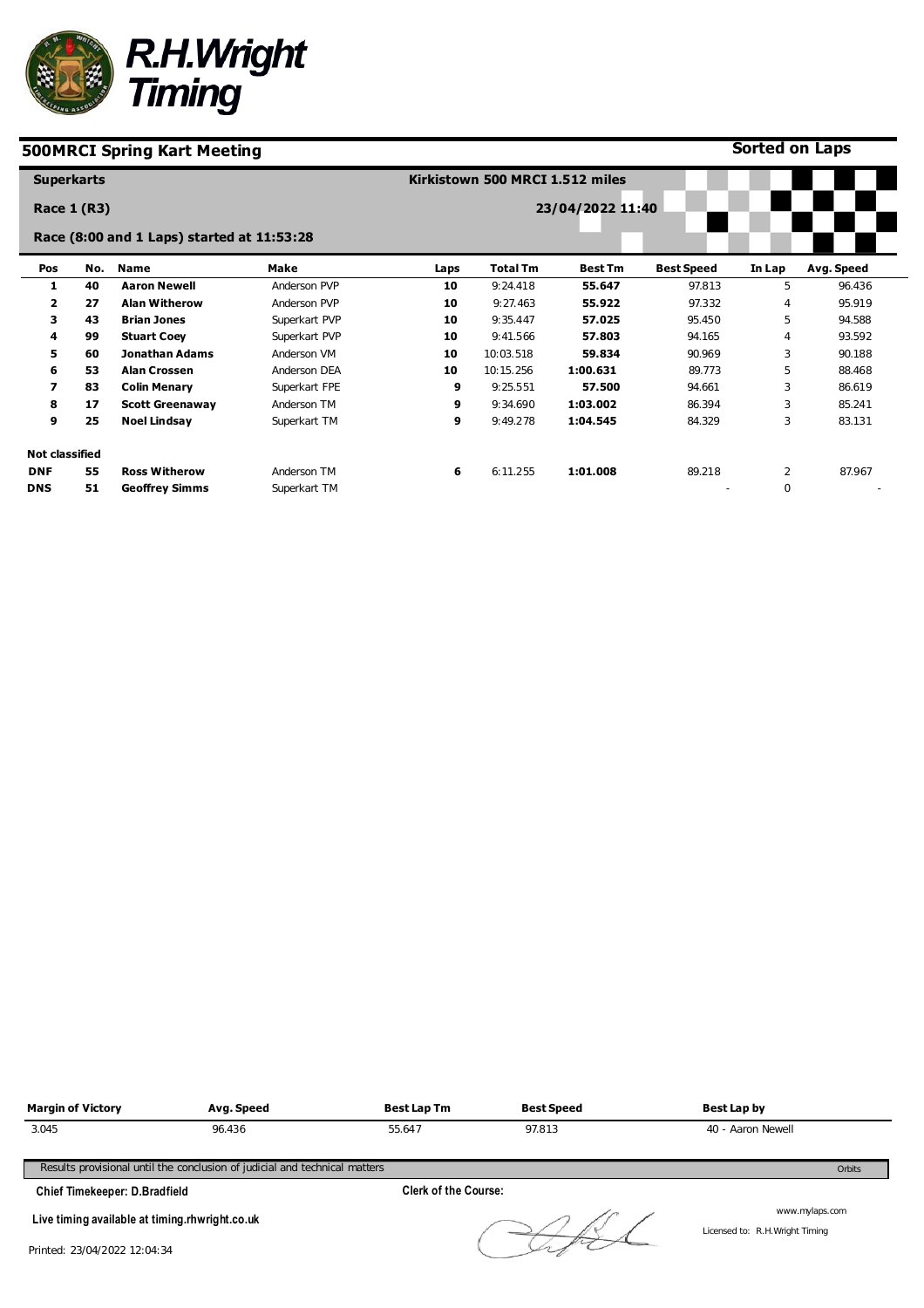# R.H.Wright Timing

## 500MRCI Spring Kart Meeting

**Sorted on Laps**

**Superkarts** — **Kirkistown 500 MRCI 1.512 miles**

**Race 1 (R3)** — **23/04/2022 11:40**

**Race (8:00 and 1 Laps) started at 11:53:28**

| Pos | No. | Name | Make | Laps | Total Tm | Best Tm | Best Speed | In Lap | Avg. Speed |
|---|---|---|---|---|---|---|---|---|---|
| 1 | 40 | **Aaron Newell** | Anderson PVP | 10 | 9:24.418 | **55.647** | 97.813 | 5 | 96.436 |
| 2 | 27 | **Alan Witherow** | Anderson PVP | 10 | 9:27.463 | **55.922** | 97.332 | 4 | 95.919 |
| 3 | 43 | **Brian Jones** | Superkart PVP | 10 | 9:35.447 | **57.025** | 95.450 | 5 | 94.588 |
| 4 | 99 | **Stuart Coey** | Superkart PVP | 10 | 9:41.566 | **57.803** | 94.165 | 4 | 93.592 |
| 5 | 60 | **Jonathan Adams** | Anderson VM | 10 | 10:03.518 | **59.834** | 90.969 | 3 | 90.188 |
| 6 | 53 | **Alan Crossen** | Anderson DEA | 10 | 10:15.256 | **1:00.631** | 89.773 | 5 | 88.468 |
| 7 | 83 | **Colin Menary** | Superkart FPE | 9 | 9:25.551 | **57.500** | 94.661 | 3 | 86.619 |
| 8 | 17 | **Scott Greenaway** | Anderson TM | 9 | 9:34.690 | **1:03.002** | 86.394 | 3 | 85.241 |
| 9 | 25 | **Noel Lindsay** | Superkart TM | 9 | 9:49.278 | **1:04.545** | 84.329 | 3 | 83.131 |
| **Not classified** | | | | | | | | | |
| DNF | 55 | **Ross Witherow** | Anderson TM | 6 | 6:11.255 | **1:01.008** | 89.218 | 2 | 87.967 |
| DNS | 51 | **Geoffrey Simms** | Superkart TM | | | | - | 0 | - |

| Margin of Victory | Avg. Speed | Best Lap Tm | Best Speed | Best Lap by |
|---|---|---|---|---|
| 3.045 | 96.436 | 55.647 | 97.813 | 40 - Aaron Newell |

Results provisional until the conclusion of judicial and technical matters

Orbits

**Chief Timekeeper: D.Bradfield**

**Clerk of the Course:**

**Live timing available at timing.rhwright.co.uk**

www.mylaps.com

Licensed to: R.H.Wright Timing

Printed: 23/04/2022 12:04:34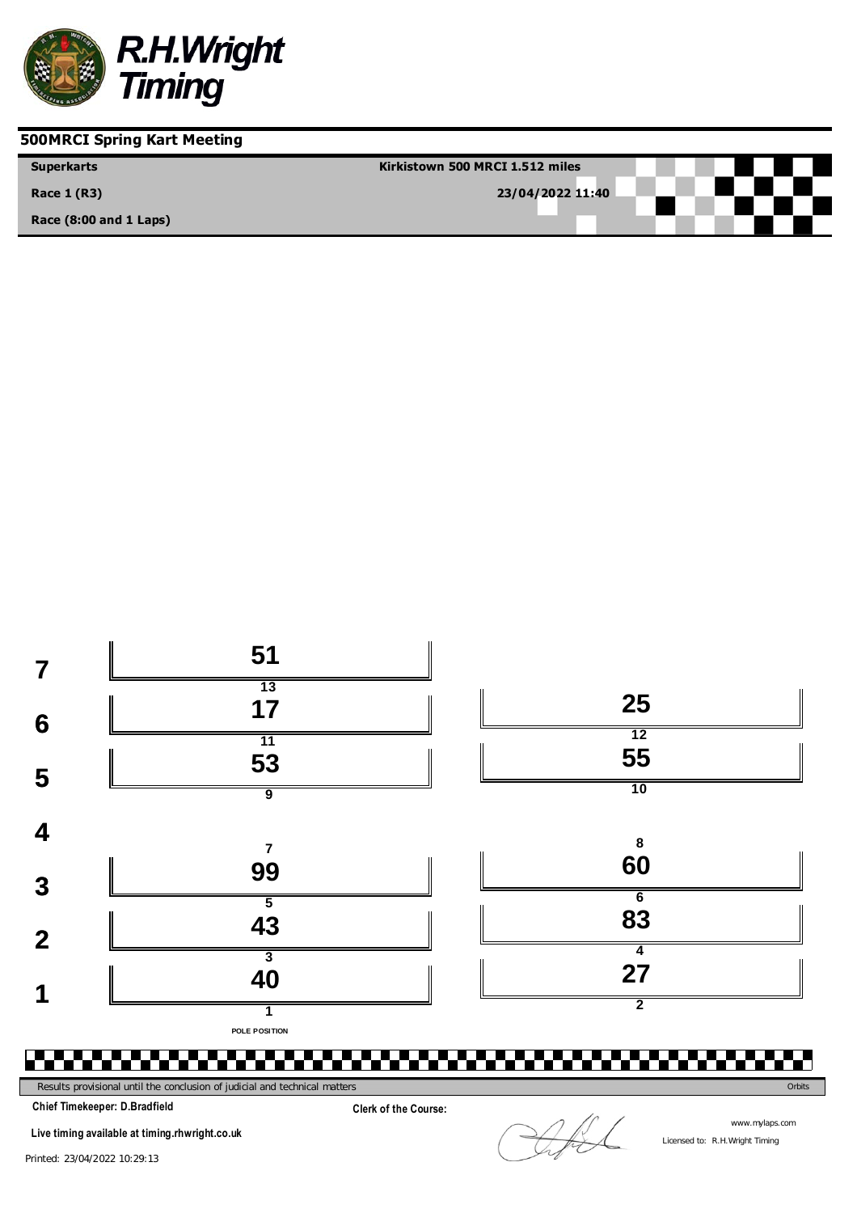# R.H.Wright Timing

## 500MRCI Spring Kart Meeting

**Superkarts** | **Kirkistown 500 MRCI 1.512 miles**

**Race 1 (R3)** | **23/04/2022 11:40**

**Race (8:00 and 1 Laps)**

| Row | Left | Right |
|---|---|---|
| 7 | 51 (13) | |
| 6 | 17 (11) | 25 (12) |
| 5 | 53 (9) | 55 (10) |
| 4 | (7) | (8) |
| 3 | 99 (5) | 60 (6) |
| 2 | 43 (3) | 83 (4) |
| 1 | 40 (1) | 27 (2) |

POLE POSITION

Results provisional until the conclusion of judicial and technical matters

Orbits

**Chief Timekeeper: D.Bradfield**

**Clerk of the Course:**

**Live timing available at timing.rhwright.co.uk**

www.mylaps.com

Licensed to: R.H.Wright Timing

Printed: 23/04/2022 10:29:13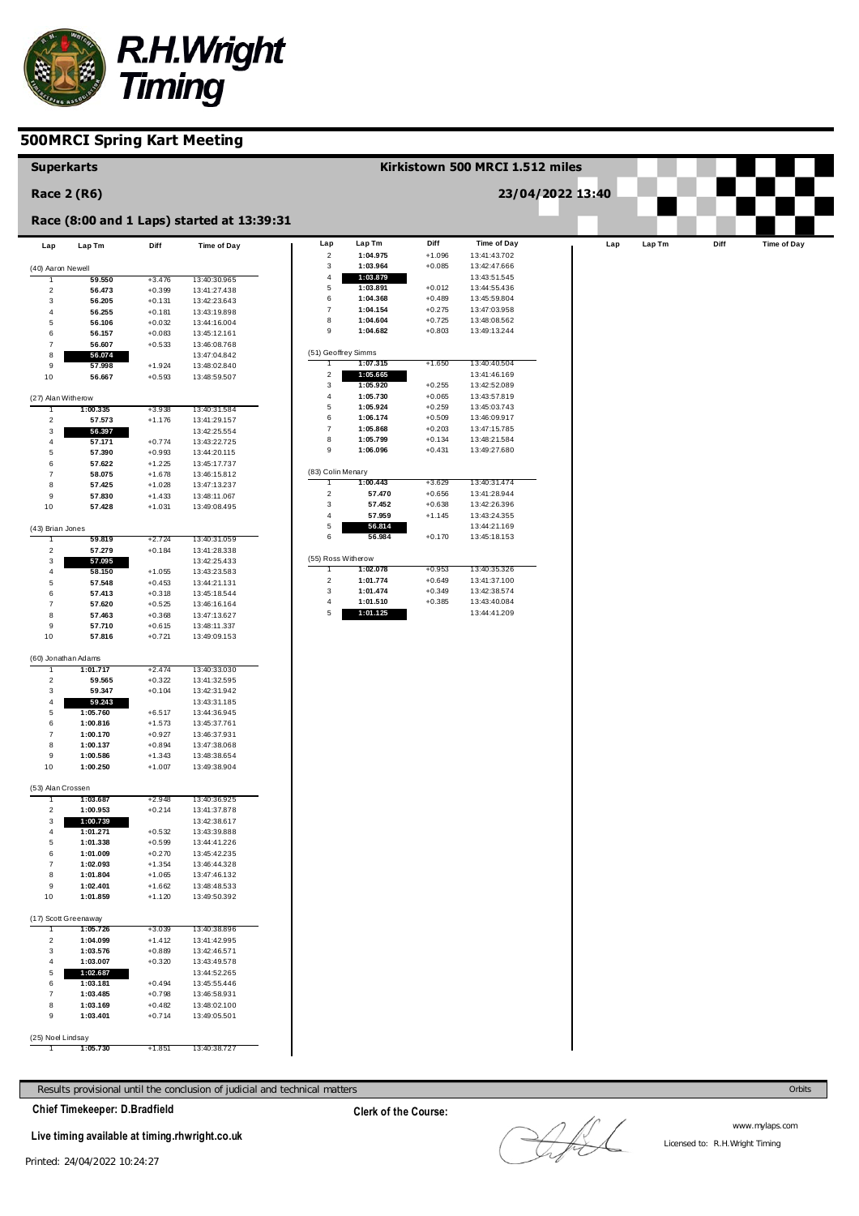# 500MRCI Spring Kart Meeting

## Superkarts

**Kirkistown 500 MRCI 1.512 miles**

**Race 2 (R6)**

**23/04/2022 13:40**

**Race (8:00 and 1 Laps) started at 13:39:31**

| Lap | Lap Tm | Diff | Time of Day |
|---|---|---|---|
| **(40) Aaron Newell** | | | |
| 1 | 59.550 | +3.476 | 13:40:30.965 |
| 2 | 56.473 | +0.399 | 13:41:27.438 |
| 3 | 56.205 | +0.131 | 13:42:23.643 |
| 4 | 56.255 | +0.181 | 13:43:19.898 |
| 5 | 56.106 | +0.032 | 13:44:16.004 |
| 6 | 56.157 | +0.083 | 13:45:12.161 |
| 7 | 56.607 | +0.533 | 13:46:08.768 |
| 8 | **56.074** | | 13:47:04.842 |
| 9 | 57.998 | +1.924 | 13:48:02.840 |
| 10 | 56.667 | +0.593 | 13:48:59.507 |
| **(27) Alan Witherow** | | | |
| 1 | 1:00.335 | +3.938 | 13:40:31.584 |
| 2 | 57.573 | +1.176 | 13:41:29.157 |
| 3 | **56.397** | | 13:42:25.554 |
| 4 | 57.171 | +0.774 | 13:43:22.725 |
| 5 | 57.390 | +0.993 | 13:44:20.115 |
| 6 | 57.622 | +1.225 | 13:45:17.737 |
| 7 | 58.075 | +1.678 | 13:46:15.812 |
| 8 | 57.425 | +1.028 | 13:47:13.237 |
| 9 | 57.830 | +1.433 | 13:48:11.067 |
| 10 | 57.428 | +1.031 | 13:49:08.495 |
| **(43) Brian Jones** | | | |
| 1 | 59.819 | +2.724 | 13:40:31.059 |
| 2 | 57.279 | +0.184 | 13:41:28.338 |
| 3 | **57.095** | | 13:42:25.433 |
| 4 | 58.150 | +1.055 | 13:43:23.583 |
| 5 | 57.548 | +0.453 | 13:44:21.131 |
| 6 | 57.413 | +0.318 | 13:45:18.544 |
| 7 | 57.620 | +0.525 | 13:46:16.164 |
| 8 | 57.463 | +0.368 | 13:47:13.627 |
| 9 | 57.710 | +0.615 | 13:48:11.337 |
| 10 | 57.816 | +0.721 | 13:49:09.153 |
| **(60) Jonathan Adams** | | | |
| 1 | 1:01.717 | +2.474 | 13:40:33.030 |
| 2 | 59.565 | +0.322 | 13:41:32.595 |
| 3 | 59.347 | +0.104 | 13:42:31.942 |
| 4 | **59.243** | | 13:43:31.185 |
| 5 | 1:05.760 | +6.517 | 13:44:36.945 |
| 6 | 1:00.816 | +1.573 | 13:45:37.761 |
| 7 | 1:00.170 | +0.927 | 13:46:37.931 |
| 8 | 1:00.137 | +0.894 | 13:47:38.068 |
| 9 | 1:00.586 | +1.343 | 13:48:38.654 |
| 10 | 1:00.250 | +1.007 | 13:49:38.904 |
| **(53) Alan Crossen** | | | |
| 1 | 1:03.687 | +2.948 | 13:40:36.925 |
| 2 | 1:00.953 | +0.214 | 13:41:37.878 |
| 3 | **1:00.739** | | 13:42:38.617 |
| 4 | 1:01.271 | +0.532 | 13:43:39.888 |
| 5 | 1:01.338 | +0.599 | 13:44:41.226 |
| 6 | 1:01.009 | +0.270 | 13:45:42.235 |
| 7 | 1:02.093 | +1.354 | 13:46:44.328 |
| 8 | 1:01.804 | +1.065 | 13:47:46.132 |
| 9 | 1:02.401 | +1.662 | 13:48:48.533 |
| 10 | 1:01.859 | +1.120 | 13:49:50.392 |
| **(17) Scott Greenaway** | | | |
| 1 | 1:05.726 | +3.039 | 13:40:38.896 |
| 2 | 1:04.099 | +1.412 | 13:41:42.995 |
| 3 | 1:03.576 | +0.889 | 13:42:46.571 |
| 4 | 1:03.007 | +0.320 | 13:43:49.578 |
| 5 | **1:02.687** | | 13:44:52.265 |
| 6 | 1:03.181 | +0.494 | 13:45:55.446 |
| 7 | 1:03.485 | +0.798 | 13:46:58.931 |
| 8 | 1:03.169 | +0.482 | 13:48:02.100 |
| 9 | 1:03.401 | +0.714 | 13:49:05.501 |
| **(25) Noel Lindsay** | | | |
| 1 | 1:05.730 | +1.851 | 13:40:38.727 |
| 2 | 1:04.975 | +1.096 | 13:41:43.702 |
| 3 | 1:03.964 | +0.085 | 13:42:47.666 |
| 4 | **1:03.879** | | 13:43:51.545 |
| 5 | 1:03.891 | +0.012 | 13:44:55.436 |
| 6 | 1:04.368 | +0.489 | 13:45:59.804 |
| 7 | 1:04.154 | +0.275 | 13:47:03.958 |
| 8 | 1:04.604 | +0.725 | 13:48:08.562 |
| 9 | 1:04.682 | +0.803 | 13:49:13.244 |
| **(51) Geoffrey Simms** | | | |
| 1 | 1:07.315 | +1.650 | 13:40:40.504 |
| 2 | **1:05.665** | | 13:41:46.169 |
| 3 | 1:05.920 | +0.255 | 13:42:52.089 |
| 4 | 1:05.730 | +0.065 | 13:43:57.819 |
| 5 | 1:05.924 | +0.259 | 13:45:03.743 |
| 6 | 1:06.174 | +0.509 | 13:46:09.917 |
| 7 | 1:05.868 | +0.203 | 13:47:15.785 |
| 8 | 1:05.799 | +0.134 | 13:48:21.584 |
| 9 | 1:06.096 | +0.431 | 13:49:27.680 |
| **(83) Colin Menary** | | | |
| 1 | 1:00.443 | +3.629 | 13:40:31.474 |
| 2 | 57.470 | +0.656 | 13:41:28.944 |
| 3 | 57.452 | +0.638 | 13:42:26.396 |
| 4 | 57.959 | +1.145 | 13:43:24.355 |
| 5 | **56.814** | | 13:44:21.169 |
| 6 | 56.984 | +0.170 | 13:45:18.153 |
| **(55) Ross Witherow** | | | |
| 1 | 1:02.078 | +0.953 | 13:40:35.326 |
| 2 | 1:01.774 | +0.649 | 13:41:37.100 |
| 3 | 1:01.474 | +0.349 | 13:42:38.574 |
| 4 | 1:01.510 | +0.385 | 13:43:40.084 |
| 5 | **1:01.125** | | 13:44:41.209 |

Results provisional until the conclusion of judicial and technical matters

Orbits

**Chief Timekeeper: D.Bradfield**

**Clerk of the Course:**

**Live timing available at timing.rhwright.co.uk**

www.mylaps.com

Licensed to: R.H.Wright Timing

Printed: 24/04/2022 10:24:27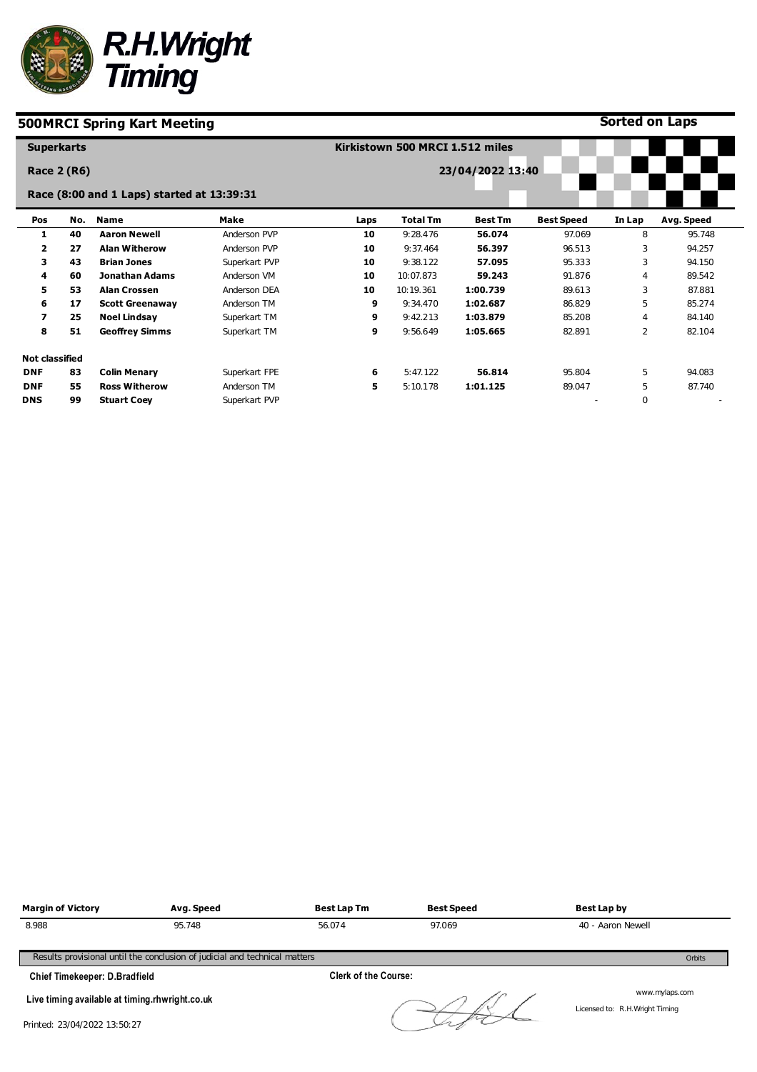**R.H.Wright Timing**

## 500MRCI Spring Kart Meeting

**Sorted on Laps**

**Superkarts**

**Race 2 (R6)**

**Race (8:00 and 1 Laps) started at 13:39:31**

**Kirkistown 500 MRCI 1.512 miles**

**23/04/2022 13:40**

| Pos | No. | Name | Make | Laps | Total Tm | Best Tm | Best Speed | In Lap | Avg. Speed |
|---|---|---|---|---|---|---|---|---|---|
| 1 | 40 | Aaron Newell | Anderson PVP | 10 | 9:28.476 | 56.074 | 97.069 | 8 | 95.748 |
| 2 | 27 | Alan Witherow | Anderson PVP | 10 | 9:37.464 | 56.397 | 96.513 | 3 | 94.257 |
| 3 | 43 | Brian Jones | Superkart PVP | 10 | 9:38.122 | 57.095 | 95.333 | 3 | 94.150 |
| 4 | 60 | Jonathan Adams | Anderson VM | 10 | 10:07.873 | 59.243 | 91.876 | 4 | 89.542 |
| 5 | 53 | Alan Crossen | Anderson DEA | 10 | 10:19.361 | 1:00.739 | 89.613 | 3 | 87.881 |
| 6 | 17 | Scott Greenaway | Anderson TM | 9 | 9:34.470 | 1:02.687 | 86.829 | 5 | 85.274 |
| 7 | 25 | Noel Lindsay | Superkart TM | 9 | 9:42.213 | 1:03.879 | 85.208 | 4 | 84.140 |
| 8 | 51 | Geoffrey Simms | Superkart TM | 9 | 9:56.649 | 1:05.665 | 82.891 | 2 | 82.104 |
| **Not classified** | | | | | | | | | |
| DNF | 83 | Colin Menary | Superkart FPE | 6 | 5:47.122 | 56.814 | 95.804 | 5 | 94.083 |
| DNF | 55 | Ross Witherow | Anderson TM | 5 | 5:10.178 | 1:01.125 | 89.047 | 5 | 87.740 |
| DNS | 99 | Stuart Coey | Superkart PVP | | | | - | 0 | - |

| Margin of Victory | Avg. Speed | Best Lap Tm | Best Speed | Best Lap by |
|---|---|---|---|---|
| 8.988 | 95.748 | 56.074 | 97.069 | 40 - Aaron Newell |

Results provisional until the conclusion of judicial and technical matters

Orbits

Chief Timekeeper: D.Bradfield

Clerk of the Course:

Live timing available at timing.rhwright.co.uk

www.mylaps.com

Licensed to: R.H.Wright Timing

Printed: 23/04/2022 13:50:27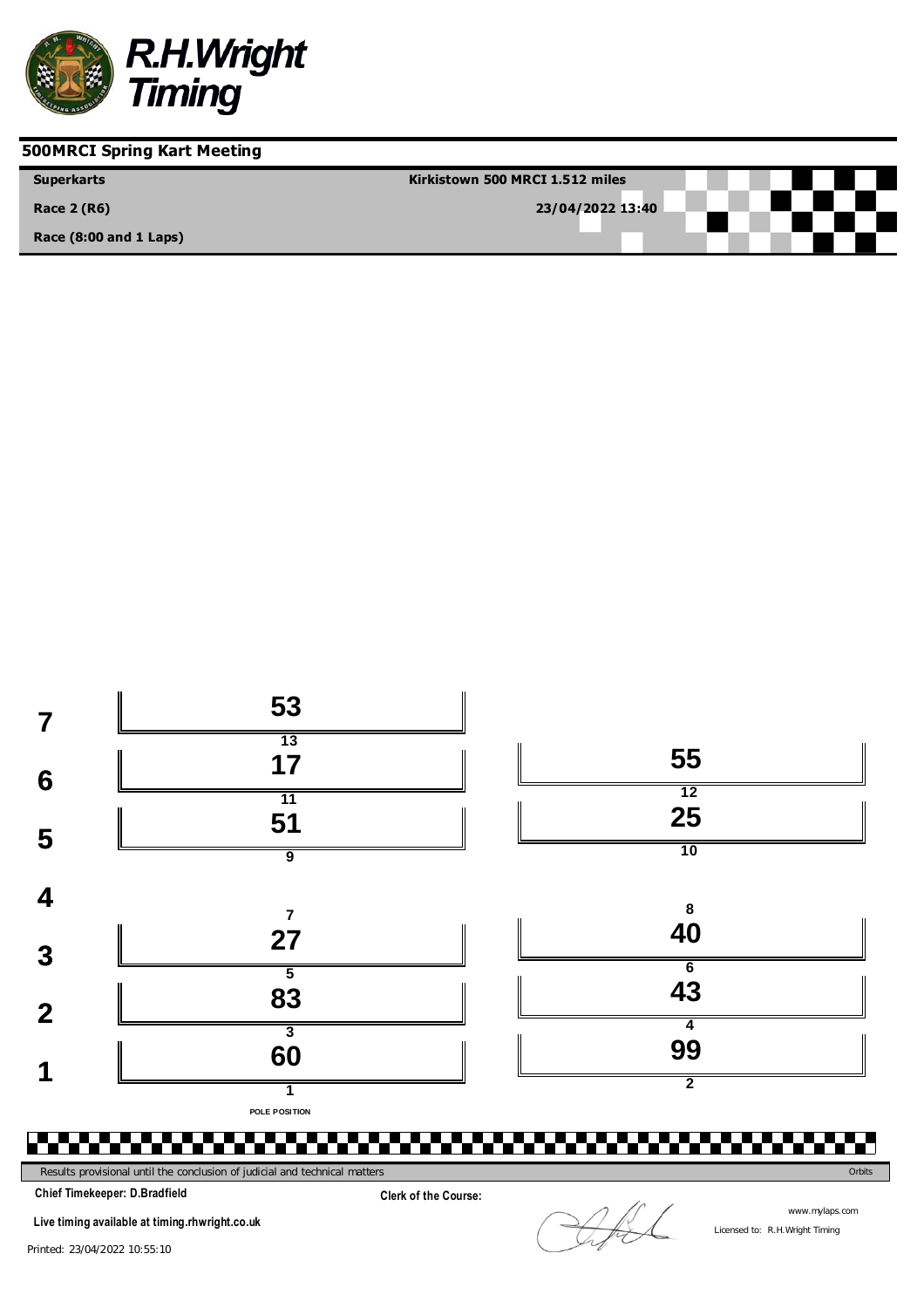# R.H.Wright Timing

## 500MRCI Spring Kart Meeting

**Superkarts** | **Kirkistown 500 MRCI 1.512 miles**

**Race 2 (R6)** | **23/04/2022 13:40**

**Race (8:00 and 1 Laps)**

| Row | Left (Position / Kart) | Right (Position / Kart) |
|---|---|---|
| 7 | 13: **53** | |
| 6 | 11: **17** | 12: **55** |
| 5 | 9: **51** | 10: **25** |
| 4 | 7: — | 8: — |
| 3 | 5: **27** | 6: **40** |
| 2 | 3: **83** | 4: **43** |
| 1 | 1: **60** (POLE POSITION) | 2: **99** |

Results provisional until the conclusion of judicial and technical matters

Orbits

Chief Timekeeper: D.Bradfield

Clerk of the Course:

Live timing available at timing.rhwright.co.uk

www.mylaps.com

Licensed to: R.H.Wright Timing

Printed: 23/04/2022 10:55:10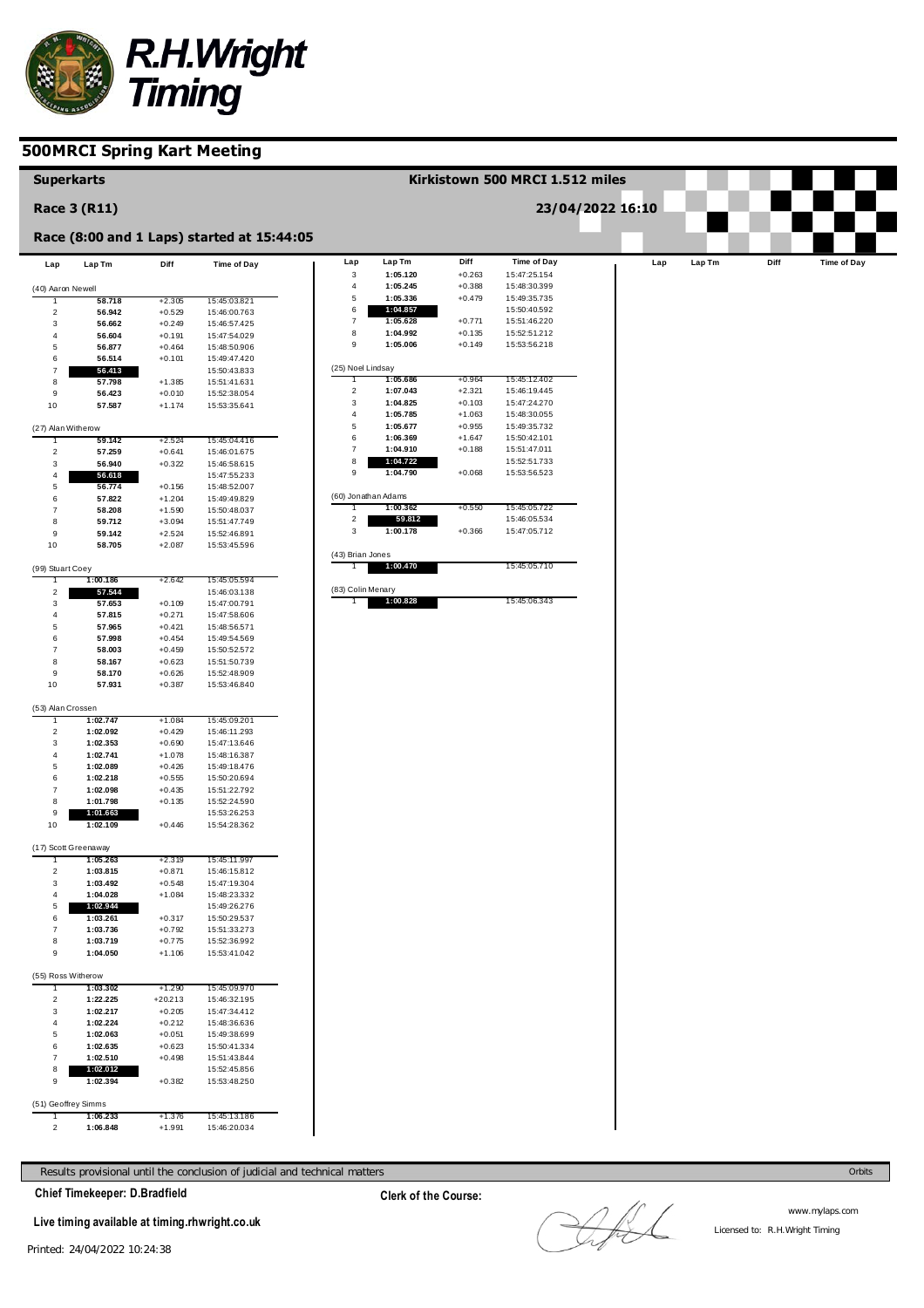# R.H.Wright Timing

## 500MRCI Spring Kart Meeting

### Superkarts

**Kirkistown 500 MRCI 1.512 miles**

**Race 3 (R11)**

**23/04/2022 16:10**

**Race (8:00 and 1 Laps) started at 15:44:05**

| Lap | Lap Tm | Diff | Time of Day |
|---|---|---|---|
| **(40) Aaron Newell** | | | |
| 1 | 58.718 | +2.305 | 15:45:03.821 |
| 2 | 56.942 | +0.529 | 15:46:00.763 |
| 3 | 56.662 | +0.249 | 15:46:57.425 |
| 4 | 56.604 | +0.191 | 15:47:54.029 |
| 5 | 56.877 | +0.464 | 15:48:50.906 |
| 6 | 56.514 | +0.101 | 15:49:47.420 |
| 7 | 56.413 | | 15:50:43.833 |
| 8 | 57.798 | +1.385 | 15:51:41.631 |
| 9 | 56.423 | +0.010 | 15:52:38.054 |
| 10 | 57.587 | +1.174 | 15:53:35.641 |
| **(27) Alan Witherow** | | | |
| 1 | 59.142 | +2.524 | 15:45:04.416 |
| 2 | 57.259 | +0.641 | 15:46:01.675 |
| 3 | 56.940 | +0.322 | 15:46:58.615 |
| 4 | 56.618 | | 15:47:55.233 |
| 5 | 56.774 | +0.156 | 15:48:52.007 |
| 6 | 57.822 | +1.204 | 15:49:49.829 |
| 7 | 58.208 | +1.590 | 15:50:48.037 |
| 8 | 59.712 | +3.094 | 15:51:47.749 |
| 9 | 59.142 | +2.524 | 15:52:46.891 |
| 10 | 58.705 | +2.087 | 15:53:45.596 |
| **(99) Stuart Coey** | | | |
| 1 | 1:00.186 | +2.642 | 15:45:05.594 |
| 2 | 57.544 | | 15:46:03.138 |
| 3 | 57.653 | +0.109 | 15:47:00.791 |
| 4 | 57.815 | +0.271 | 15:47:58.606 |
| 5 | 57.965 | +0.421 | 15:48:56.571 |
| 6 | 57.998 | +0.454 | 15:49:54.569 |
| 7 | 58.003 | +0.459 | 15:50:52.572 |
| 8 | 58.167 | +0.623 | 15:51:50.739 |
| 9 | 58.170 | +0.626 | 15:52:48.909 |
| 10 | 57.931 | +0.387 | 15:53:46.840 |
| **(53) Alan Crossen** | | | |
| 1 | 1:02.747 | +1.084 | 15:45:09.201 |
| 2 | 1:02.092 | +0.429 | 15:46:11.293 |
| 3 | 1:02.353 | +0.690 | 15:47:13.646 |
| 4 | 1:02.741 | +1.078 | 15:48:16.387 |
| 5 | 1:02.089 | +0.426 | 15:49:18.476 |
| 6 | 1:02.218 | +0.555 | 15:50:20.694 |
| 7 | 1:02.098 | +0.435 | 15:51:22.792 |
| 8 | 1:01.798 | +0.135 | 15:52:24.590 |
| 9 | 1:01.663 | | 15:53:26.253 |
| 10 | 1:02.109 | +0.446 | 15:54:28.362 |
| **(17) Scott Greenaway** | | | |
| 1 | 1:05.263 | +2.319 | 15:45:11.997 |
| 2 | 1:03.815 | +0.871 | 15:46:15.812 |
| 3 | 1:03.492 | +0.548 | 15:47:19.304 |
| 4 | 1:04.028 | +1.084 | 15:48:23.332 |
| 5 | 1:02.944 | | 15:49:26.276 |
| 6 | 1:03.261 | +0.317 | 15:50:29.537 |
| 7 | 1:03.736 | +0.792 | 15:51:33.273 |
| 8 | 1:03.719 | +0.775 | 15:52:36.992 |
| 9 | 1:04.050 | +1.106 | 15:53:41.042 |
| **(55) Ross Witherow** | | | |
| 1 | 1:03.302 | +1.290 | 15:45:09.970 |
| 2 | 1:22.225 | +20.213 | 15:46:32.195 |
| 3 | 1:02.217 | +0.205 | 15:47:34.412 |
| 4 | 1:02.224 | +0.212 | 15:48:36.636 |
| 5 | 1:02.063 | +0.051 | 15:49:38.699 |
| 6 | 1:02.635 | +0.623 | 15:50:41.334 |
| 7 | 1:02.510 | +0.498 | 15:51:43.844 |
| 8 | 1:02.012 | | 15:52:45.856 |
| 9 | 1:02.394 | +0.382 | 15:53:48.250 |
| **(51) Geoffrey Simms** | | | |
| 1 | 1:06.233 | +1.376 | 15:45:13.186 |
| 2 | 1:06.848 | +1.991 | 15:46:20.034 |
| 3 | 1:05.120 | +0.263 | 15:47:25.154 |
| 4 | 1:05.245 | +0.388 | 15:48:30.399 |
| 5 | 1:05.336 | +0.479 | 15:49:35.735 |
| 6 | 1:04.857 | | 15:50:40.592 |
| 7 | 1:05.628 | +0.771 | 15:51:46.220 |
| 8 | 1:04.992 | +0.135 | 15:52:51.212 |
| 9 | 1:05.006 | +0.149 | 15:53:56.218 |
| **(25) Noel Lindsay** | | | |
| 1 | 1:05.686 | +0.964 | 15:45:12.402 |
| 2 | 1:07.043 | +2.321 | 15:46:19.445 |
| 3 | 1:04.825 | +0.103 | 15:47:24.270 |
| 4 | 1:05.785 | +1.063 | 15:48:30.055 |
| 5 | 1:05.677 | +0.955 | 15:49:35.732 |
| 6 | 1:06.369 | +1.647 | 15:50:42.101 |
| 7 | 1:04.910 | +0.188 | 15:51:47.011 |
| 8 | 1:04.722 | | 15:52:51.733 |
| 9 | 1:04.790 | +0.068 | 15:53:56.523 |
| **(60) Jonathan Adams** | | | |
| 1 | 1:00.362 | +0.550 | 15:45:05.722 |
| 2 | 59.812 | | 15:46:05.534 |
| 3 | 1:00.178 | +0.366 | 15:47:05.712 |
| **(43) Brian Jones** | | | |
| 1 | 1:00.470 | | 15:45:05.710 |
| **(83) Colin Menary** | | | |
| 1 | 1:00.828 | | 15:45:06.343 |

Results provisional until the conclusion of judicial and technical matters

Orbits

**Chief Timekeeper: D.Bradfield**

**Clerk of the Course:**

**Live timing available at timing.rhwright.co.uk**

www.mylaps.com

Licensed to: R.H.Wright Timing

Printed: 24/04/2022 10:24:38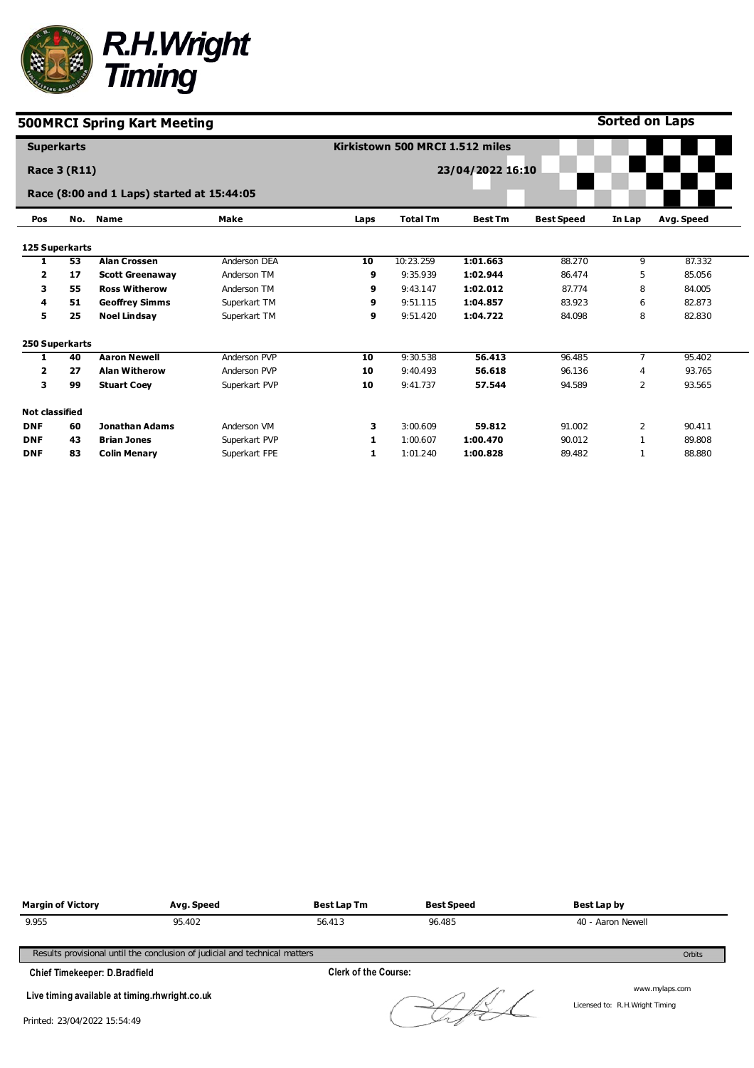# R.H.Wright Timing

## 500MRCI Spring Kart Meeting

**Sorted on Laps**

**Superkarts** — **Kirkistown 500 MRCI 1.512 miles**

**Race 3 (R11)** — **23/04/2022 16:10**

**Race (8:00 and 1 Laps) started at 15:44:05**

| Pos | No. | Name | Make | Laps | Total Tm | Best Tm | Best Speed | In Lap | Avg. Speed |
|---|---|---|---|---|---|---|---|---|---|
| **125 Superkarts** | | | | | | | | | |
| 1 | 53 | **Alan Crossen** | Anderson DEA | 10 | 10:23.259 | **1:01.663** | 88.270 | 9 | 87.332 |
| 2 | 17 | **Scott Greenaway** | Anderson TM | 9 | 9:35.939 | **1:02.944** | 86.474 | 5 | 85.056 |
| 3 | 55 | **Ross Witherow** | Anderson TM | 9 | 9:43.147 | **1:02.012** | 87.774 | 8 | 84.005 |
| 4 | 51 | **Geoffrey Simms** | Superkart TM | 9 | 9:51.115 | **1:04.857** | 83.923 | 6 | 82.873 |
| 5 | 25 | **Noel Lindsay** | Superkart TM | 9 | 9:51.420 | **1:04.722** | 84.098 | 8 | 82.830 |
| **250 Superkarts** | | | | | | | | | |
| 1 | 40 | **Aaron Newell** | Anderson PVP | 10 | 9:30.538 | **56.413** | 96.485 | 7 | 95.402 |
| 2 | 27 | **Alan Witherow** | Anderson PVP | 10 | 9:40.493 | **56.618** | 96.136 | 4 | 93.765 |
| 3 | 99 | **Stuart Coey** | Superkart PVP | 10 | 9:41.737 | **57.544** | 94.589 | 2 | 93.565 |
| **Not classified** | | | | | | | | | |
| DNF | 60 | **Jonathan Adams** | Anderson VM | 3 | 3:00.609 | **59.812** | 91.002 | 2 | 90.411 |
| DNF | 43 | **Brian Jones** | Superkart PVP | 1 | 1:00.607 | **1:00.470** | 90.012 | 1 | 89.808 |
| DNF | 83 | **Colin Menary** | Superkart FPE | 1 | 1:01.240 | **1:00.828** | 89.482 | 1 | 88.880 |

| Margin of Victory | Avg. Speed | Best Lap Tm | Best Speed | Best Lap by |
|---|---|---|---|---|
| 9.955 | 95.402 | 56.413 | 96.485 | 40 - Aaron Newell |

Results provisional until the conclusion of judicial and technical matters — Orbits

**Chief Timekeeper: D.Bradfield** — **Clerk of the Course:**

**Live timing available at timing.rhwright.co.uk**

www.mylaps.com

Licensed to: R.H.Wright Timing

Printed: 23/04/2022 15:54:49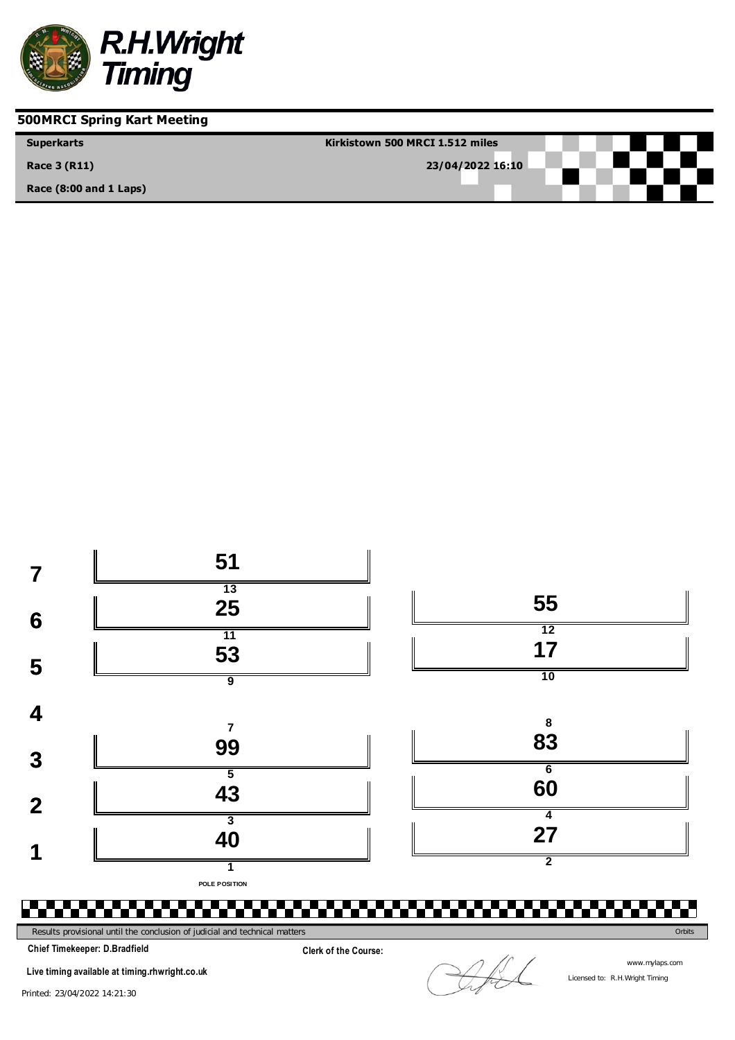# 500MRCI Spring Kart Meeting

**Superkarts** | **Kirkistown 500 MRCI 1.512 miles**

**Race 3 (R11)** | **23/04/2022 16:10**

**Race (8:00 and 1 Laps)**

| Row | Left (Kart / Position) | Right (Kart / Position) |
|---|---|---|
| 7 | 51 / 13 | |
| 6 | 25 / 11 | 55 / 12 |
| 5 | 53 / 9 | 17 / 10 |
| 4 | 7 | 8 |
| 3 | 99 / 5 | 83 / 6 |
| 2 | 43 / 3 | 60 / 4 |
| 1 | 40 / 1 (POLE POSITION) | 27 / 2 |

Results provisional until the conclusion of judicial and technical matters

Orbits

**Chief Timekeeper: D.Bradfield**

**Clerk of the Course:**

**Live timing available at timing.rhwright.co.uk**

www.mylaps.com

Licensed to: R.H.Wright Timing

Printed: 23/04/2022 14:21:30